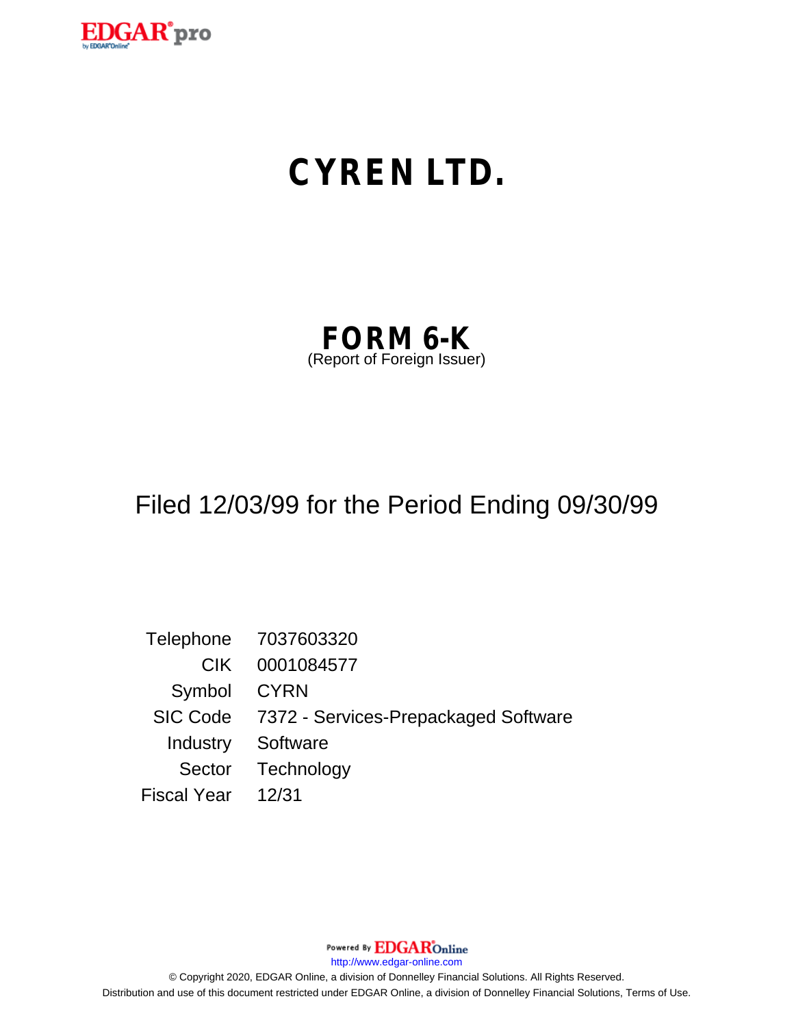EDGAR® pro

# CYREN LTD.

## FORM 6-K

(Report of Foreign Issuer)

Filed 12/03/99 for the Period Ending 09/30/99

| | |
|---|---|
| Telephone | 7037603320 |
| CIK | 0001084577 |
| Symbol | CYRN |
| SIC Code | 7372 - Services-Prepackaged Software |
| Industry | Software |
| Sector | Technology |
| Fiscal Year | 12/31 |

Powered By EDGAR Online

http://www.edgar-online.com

© Copyright 2020, EDGAR Online, a division of Donnelley Financial Solutions. All Rights Reserved.

Distribution and use of this document restricted under EDGAR Online, a division of Donnelley Financial Solutions, Terms of Use.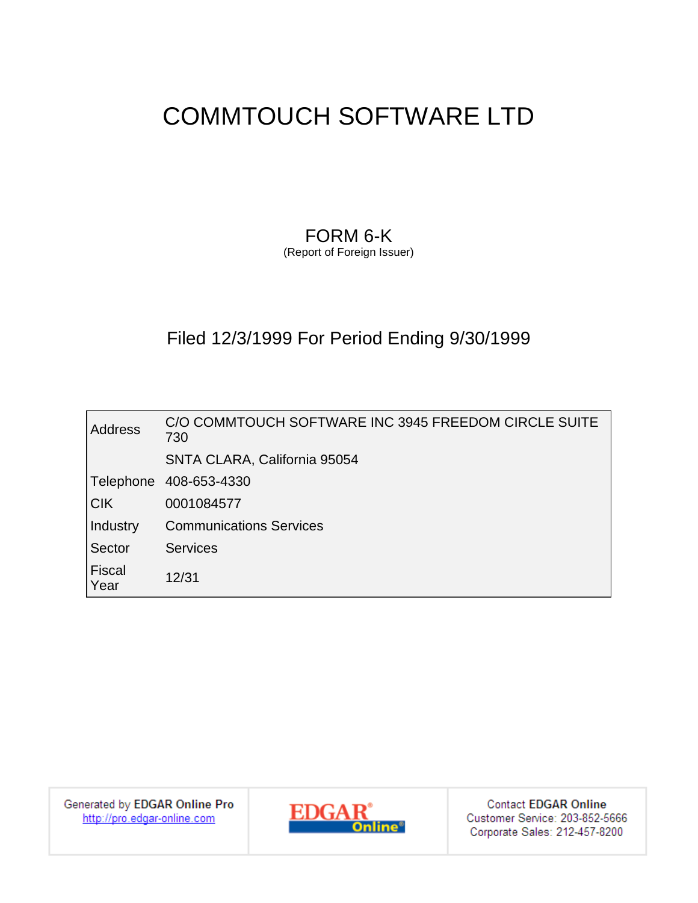# COMMTOUCH SOFTWARE LTD

## FORM 6-K

(Report of Foreign Issuer)

### Filed 12/3/1999 For Period Ending 9/30/1999

| | |
|---|---|
| Address | C/O COMMTOUCH SOFTWARE INC 3945 FREEDOM CIRCLE SUITE 730 |
| | SNTA CLARA, California 95054 |
| Telephone | 408-653-4330 |
| CIK | 0001084577 |
| Industry | Communications Services |
| Sector | Services |
| Fiscal Year | 12/31 |

Generated by EDGAR Online Pro
http://pro.edgar-online.com

EDGAR® Online®

Contact EDGAR Online
Customer Service: 203-852-5666
Corporate Sales: 212-457-8200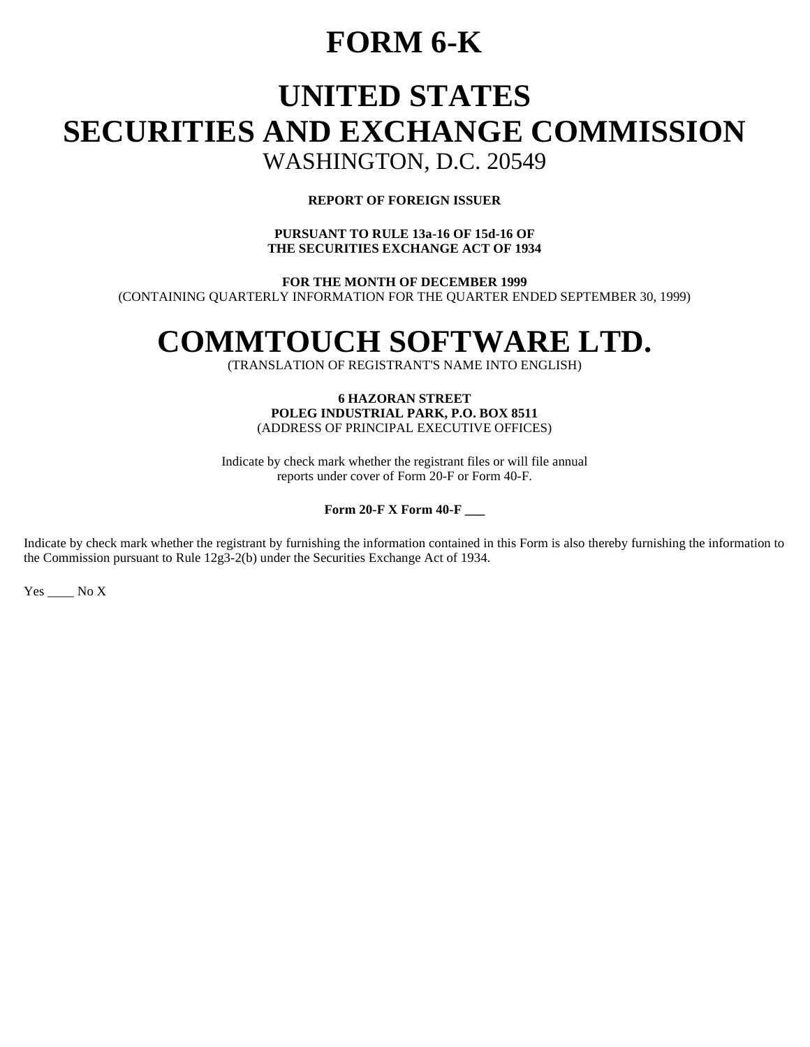# FORM 6-K

# UNITED STATES
# SECURITIES AND EXCHANGE COMMISSION

WASHINGTON, D.C. 20549

**REPORT OF FOREIGN ISSUER**

**PURSUANT TO RULE 13a-16 OF 15d-16 OF**
**THE SECURITIES EXCHANGE ACT OF 1934**

**FOR THE MONTH OF DECEMBER 1999**
(CONTAINING QUARTERLY INFORMATION FOR THE QUARTER ENDED SEPTEMBER 30, 1999)

# COMMTOUCH SOFTWARE LTD.

(TRANSLATION OF REGISTRANT'S NAME INTO ENGLISH)

**6 HAZORAN STREET**
**POLEG INDUSTRIAL PARK, P.O. BOX 8511**
(ADDRESS OF PRINCIPAL EXECUTIVE OFFICES)

Indicate by check mark whether the registrant files or will file annual reports under cover of Form 20-F or Form 40-F.

**Form 20-F X Form 40-F ___**

Indicate by check mark whether the registrant by furnishing the information contained in this Form is also thereby furnishing the information to the Commission pursuant to Rule 12g3-2(b) under the Securities Exchange Act of 1934.

Yes ____ No X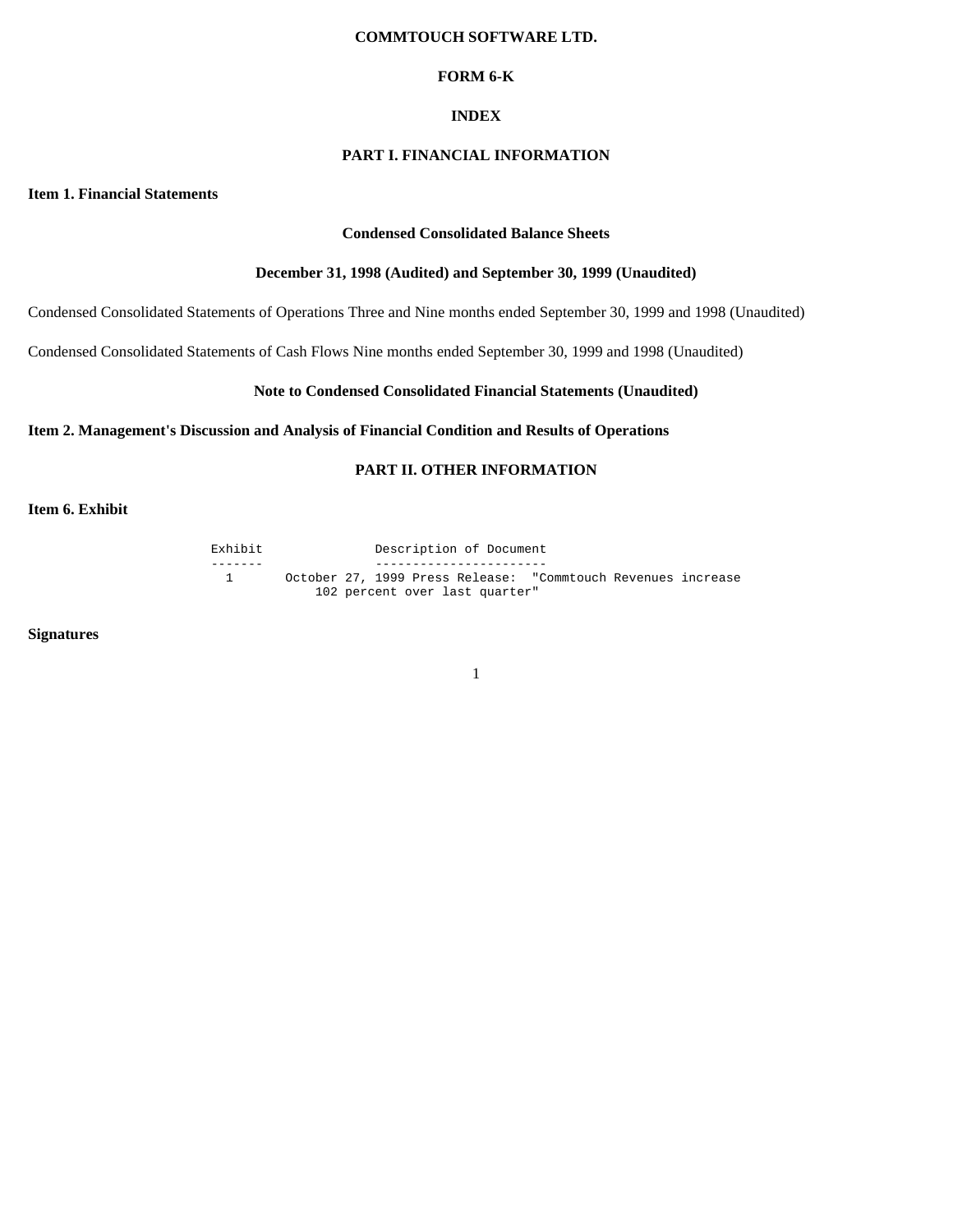**COMMTOUCH SOFTWARE LTD.**

**FORM 6-K**

**INDEX**

**PART I. FINANCIAL INFORMATION**

**Item 1. Financial Statements**

**Condensed Consolidated Balance Sheets**

**December 31, 1998 (Audited) and September 30, 1999 (Unaudited)**

Condensed Consolidated Statements of Operations Three and Nine months ended September 30, 1999 and 1998 (Unaudited)

Condensed Consolidated Statements of Cash Flows Nine months ended September 30, 1999 and 1998 (Unaudited)

**Note to Condensed Consolidated Financial Statements (Unaudited)**

**Item 2. Management's Discussion and Analysis of Financial Condition and Results of Operations**

**PART II. OTHER INFORMATION**

**Item 6. Exhibit**

| Exhibit | Description of Document |
|---|---|
| 1 | October 27, 1999 Press Release: "Commtouch Revenues increase 102 percent over last quarter" |

**Signatures**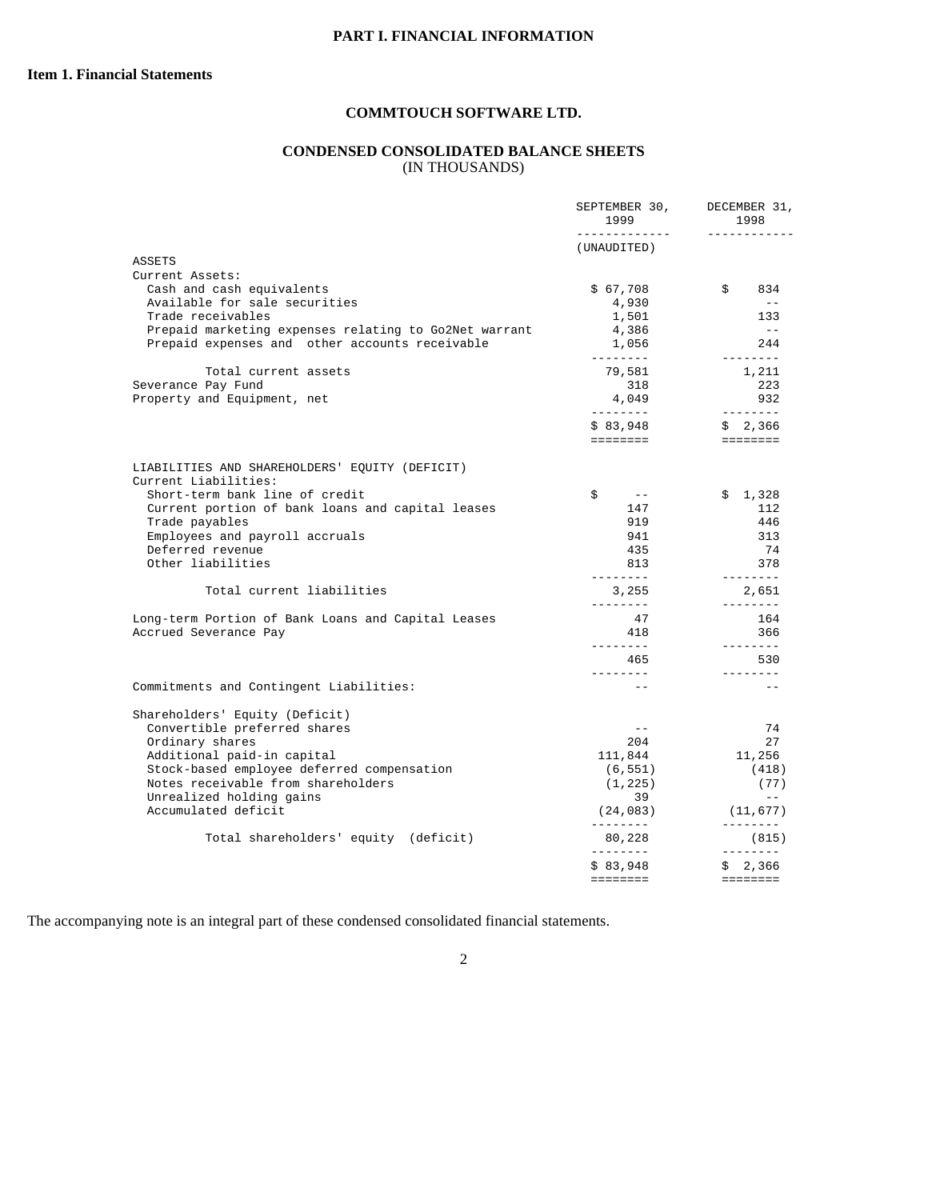# PART I. FINANCIAL INFORMATION

## Item 1. Financial Statements

### COMMTOUCH SOFTWARE LTD.

### CONDENSED CONSOLIDATED BALANCE SHEETS
(IN THOUSANDS)

| | SEPTEMBER 30, 1999 | DECEMBER 31, 1998 |
|---|---|---|
| | (UNAUDITED) | |
| ASSETS | | |
| Current Assets: | | |
| Cash and cash equivalents | $ 67,708 | $ 834 |
| Available for sale securities | 4,930 | -- |
| Trade receivables | 1,501 | 133 |
| Prepaid marketing expenses relating to Go2Net warrant | 4,386 | -- |
| Prepaid expenses and other accounts receivable | 1,056 | 244 |
| Total current assets | 79,581 | 1,211 |
| Severance Pay Fund | 318 | 223 |
| Property and Equipment, net | 4,049 | 932 |
| | $ 83,948 | $ 2,366 |
| LIABILITIES AND SHAREHOLDERS' EQUITY (DEFICIT) | | |
| Current Liabilities: | | |
| Short-term bank line of credit | $ -- | $ 1,328 |
| Current portion of bank loans and capital leases | 147 | 112 |
| Trade payables | 919 | 446 |
| Employees and payroll accruals | 941 | 313 |
| Deferred revenue | 435 | 74 |
| Other liabilities | 813 | 378 |
| Total current liabilities | 3,255 | 2,651 |
| Long-term Portion of Bank Loans and Capital Leases | 47 | 164 |
| Accrued Severance Pay | 418 | 366 |
| | 465 | 530 |
| Commitments and Contingent Liabilities: | -- | -- |
| Shareholders' Equity (Deficit) | | |
| Convertible preferred shares | -- | 74 |
| Ordinary shares | 204 | 27 |
| Additional paid-in capital | 111,844 | 11,256 |
| Stock-based employee deferred compensation | (6,551) | (418) |
| Notes receivable from shareholders | (1,225) | (77) |
| Unrealized holding gains | 39 | -- |
| Accumulated deficit | (24,083) | (11,677) |
| Total shareholders' equity (deficit) | 80,228 | (815) |
| | $ 83,948 | $ 2,366 |

The accompanying note is an integral part of these condensed consolidated financial statements.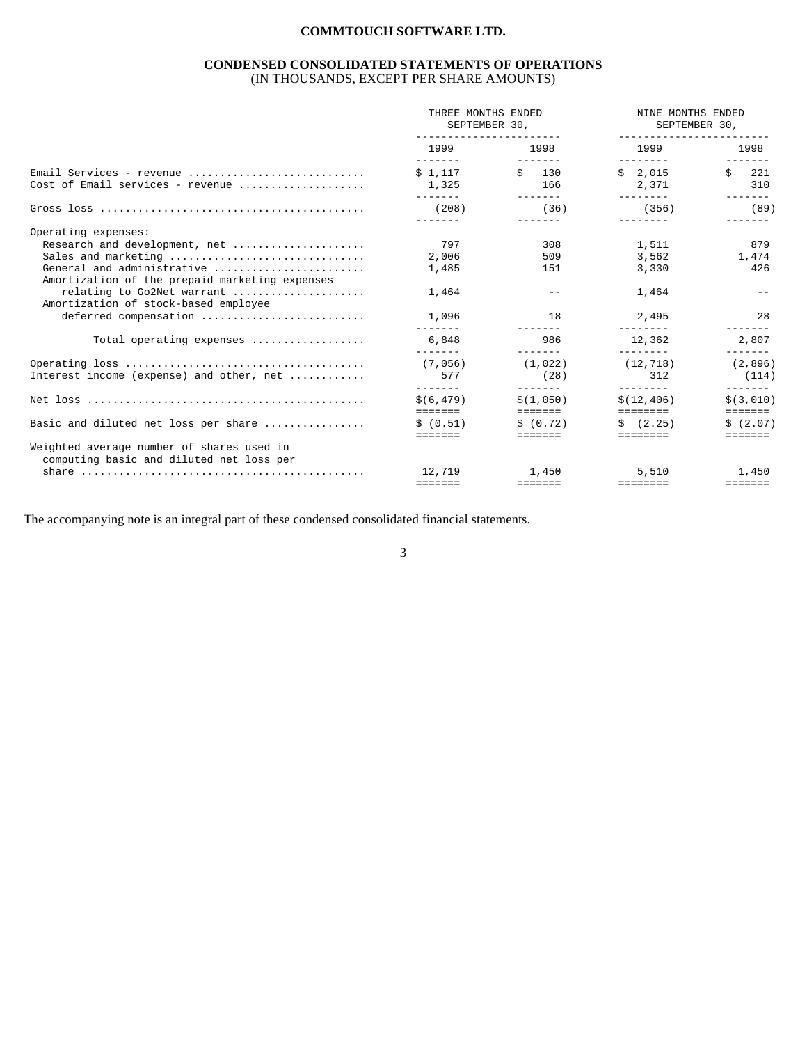**COMMTOUCH SOFTWARE LTD.**

**CONDENSED CONSOLIDATED STATEMENTS OF OPERATIONS**
(IN THOUSANDS, EXCEPT PER SHARE AMOUNTS)

| | THREE MONTHS ENDED SEPTEMBER 30, | | NINE MONTHS ENDED SEPTEMBER 30, | |
|---|---|---|---|---|
| | 1999 | 1998 | 1999 | 1998 |
| Email Services - revenue | $ 1,117 | $ 130 | $ 2,015 | $ 221 |
| Cost of Email services - revenue | 1,325 | 166 | 2,371 | 310 |
| Gross loss | (208) | (36) | (356) | (89) |
| Operating expenses: | | | | |
| Research and development, net | 797 | 308 | 1,511 | 879 |
| Sales and marketing | 2,006 | 509 | 3,562 | 1,474 |
| General and administrative | 1,485 | 151 | 3,330 | 426 |
| Amortization of the prepaid marketing expenses relating to Go2Net warrant | 1,464 | -- | 1,464 | -- |
| Amortization of stock-based employee deferred compensation | 1,096 | 18 | 2,495 | 28 |
| Total operating expenses | 6,848 | 986 | 12,362 | 2,807 |
| Operating loss | (7,056) | (1,022) | (12,718) | (2,896) |
| Interest income (expense) and other, net | 577 | (28) | 312 | (114) |
| Net loss | $(6,479) | $(1,050) | $(12,406) | $(3,010) |
| Basic and diluted net loss per share | $ (0.51) | $ (0.72) | $ (2.25) | $ (2.07) |
| Weighted average number of shares used in computing basic and diluted net loss per share | 12,719 | 1,450 | 5,510 | 1,450 |

The accompanying note is an integral part of these condensed consolidated financial statements.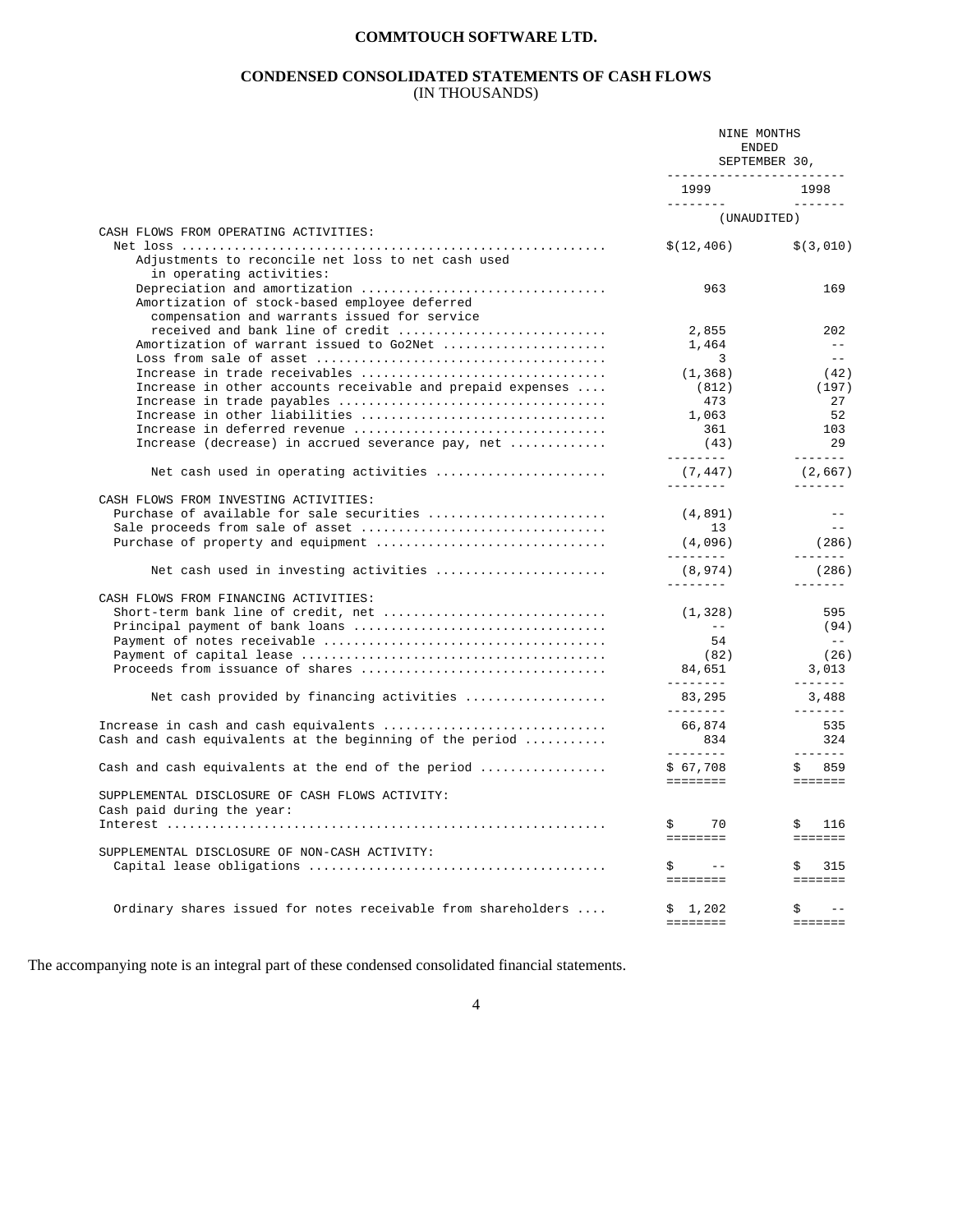**COMMTOUCH SOFTWARE LTD.**

**CONDENSED CONSOLIDATED STATEMENTS OF CASH FLOWS**
(IN THOUSANDS)

| | NINE MONTHS ENDED SEPTEMBER 30, | |
|---|---|---|
| | 1999 | 1998 |
| | (UNAUDITED) | |
| CASH FLOWS FROM OPERATING ACTIVITIES: | | |
| Net loss | $(12,406) | $(3,010) |
| Adjustments to reconcile net loss to net cash used in operating activities: | | |
| Depreciation and amortization | 963 | 169 |
| Amortization of stock-based employee deferred compensation and warrants issued for service received and bank line of credit | 2,855 | 202 |
| Amortization of warrant issued to Go2Net | 1,464 | -- |
| Loss from sale of asset | 3 | -- |
| Increase in trade receivables | (1,368) | (42) |
| Increase in other accounts receivable and prepaid expenses | (812) | (197) |
| Increase in trade payables | 473 | 27 |
| Increase in other liabilities | 1,063 | 52 |
| Increase in deferred revenue | 361 | 103 |
| Increase (decrease) in accrued severance pay, net | (43) | 29 |
| Net cash used in operating activities | (7,447) | (2,667) |
| CASH FLOWS FROM INVESTING ACTIVITIES: | | |
| Purchase of available for sale securities | (4,891) | -- |
| Sale proceeds from sale of asset | 13 | -- |
| Purchase of property and equipment | (4,096) | (286) |
| Net cash used in investing activities | (8,974) | (286) |
| CASH FLOWS FROM FINANCING ACTIVITIES: | | |
| Short-term bank line of credit, net | (1,328) | 595 |
| Principal payment of bank loans | -- | (94) |
| Payment of notes receivable | 54 | -- |
| Payment of capital lease | (82) | (26) |
| Proceeds from issuance of shares | 84,651 | 3,013 |
| Net cash provided by financing activities | 83,295 | 3,488 |
| Increase in cash and cash equivalents | 66,874 | 535 |
| Cash and cash equivalents at the beginning of the period | 834 | 324 |
| Cash and cash equivalents at the end of the period | $ 67,708 | $ 859 |
| SUPPLEMENTAL DISCLOSURE OF CASH FLOWS ACTIVITY: | | |
| Cash paid during the year: | | |
| Interest | $ 70 | $ 116 |
| SUPPLEMENTAL DISCLOSURE OF NON-CASH ACTIVITY: | | |
| Capital lease obligations | $ -- | $ 315 |
| Ordinary shares issued for notes receivable from shareholders | $ 1,202 | $ -- |

The accompanying note is an integral part of these condensed consolidated financial statements.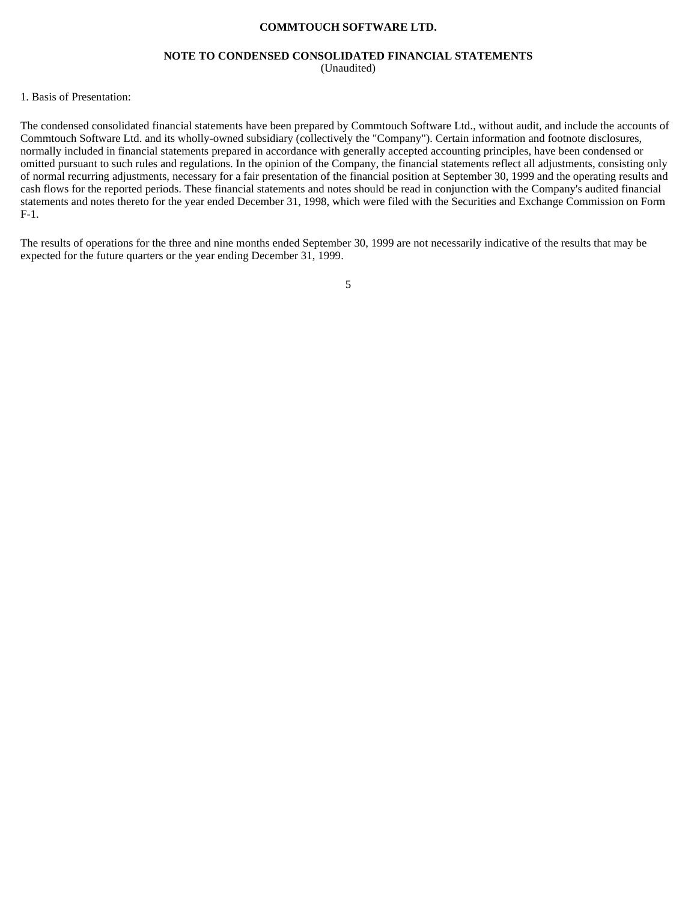**COMMTOUCH SOFTWARE LTD.**

**NOTE TO CONDENSED CONSOLIDATED FINANCIAL STATEMENTS**
(Unaudited)

1. Basis of Presentation:

The condensed consolidated financial statements have been prepared by Commtouch Software Ltd., without audit, and include the accounts of Commtouch Software Ltd. and its wholly-owned subsidiary (collectively the "Company"). Certain information and footnote disclosures, normally included in financial statements prepared in accordance with generally accepted accounting principles, have been condensed or omitted pursuant to such rules and regulations. In the opinion of the Company, the financial statements reflect all adjustments, consisting only of normal recurring adjustments, necessary for a fair presentation of the financial position at September 30, 1999 and the operating results and cash flows for the reported periods. These financial statements and notes should be read in conjunction with the Company's audited financial statements and notes thereto for the year ended December 31, 1998, which were filed with the Securities and Exchange Commission on Form F-1.

The results of operations for the three and nine months ended September 30, 1999 are not necessarily indicative of the results that may be expected for the future quarters or the year ending December 31, 1999.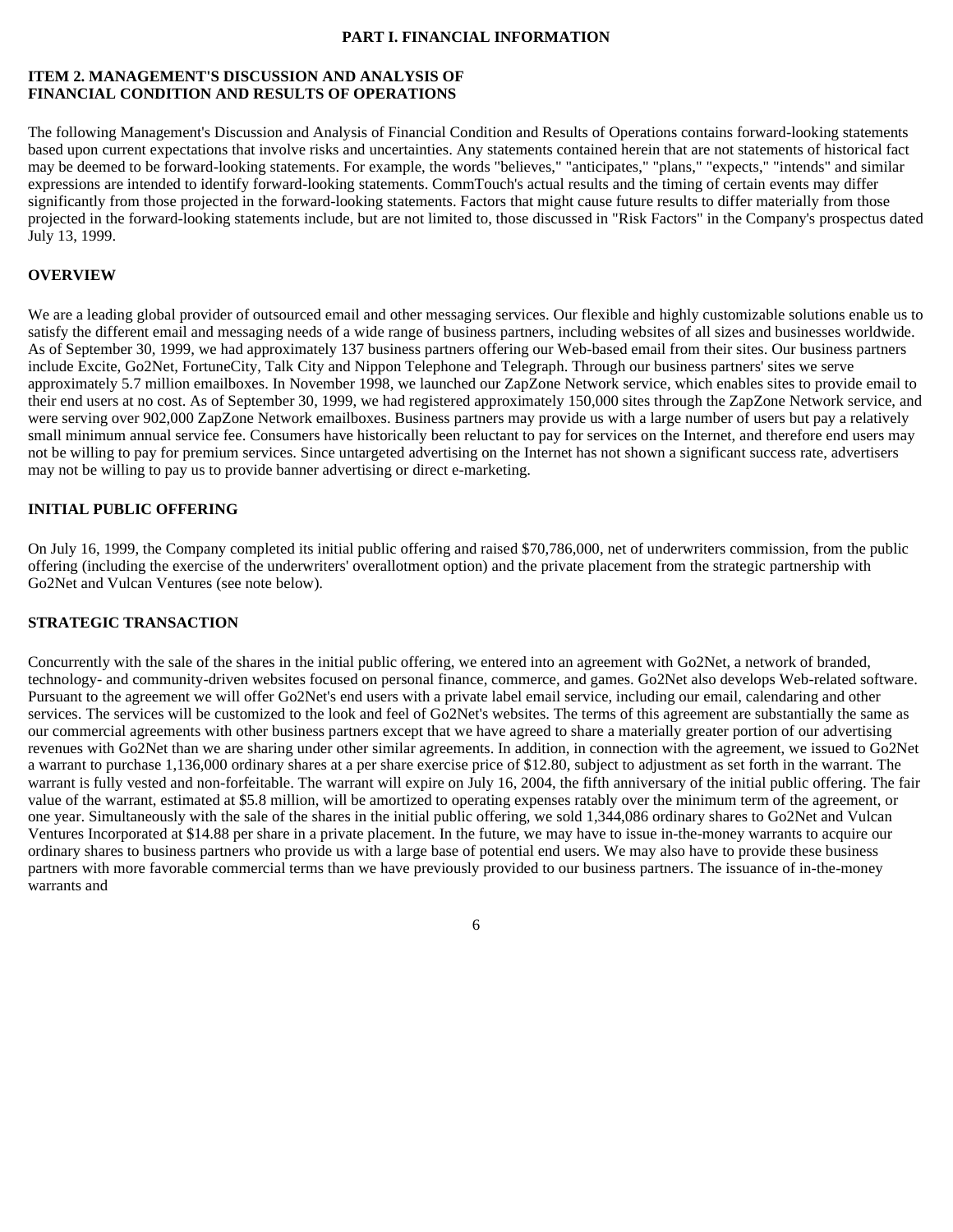**PART I. FINANCIAL INFORMATION**

**ITEM 2. MANAGEMENT'S DISCUSSION AND ANALYSIS OF FINANCIAL CONDITION AND RESULTS OF OPERATIONS**

The following Management's Discussion and Analysis of Financial Condition and Results of Operations contains forward-looking statements based upon current expectations that involve risks and uncertainties. Any statements contained herein that are not statements of historical fact may be deemed to be forward-looking statements. For example, the words "believes," "anticipates," "plans," "expects," "intends" and similar expressions are intended to identify forward-looking statements. CommTouch's actual results and the timing of certain events may differ significantly from those projected in the forward-looking statements. Factors that might cause future results to differ materially from those projected in the forward-looking statements include, but are not limited to, those discussed in "Risk Factors" in the Company's prospectus dated July 13, 1999.

**OVERVIEW**

We are a leading global provider of outsourced email and other messaging services. Our flexible and highly customizable solutions enable us to satisfy the different email and messaging needs of a wide range of business partners, including websites of all sizes and businesses worldwide. As of September 30, 1999, we had approximately 137 business partners offering our Web-based email from their sites. Our business partners include Excite, Go2Net, FortuneCity, Talk City and Nippon Telephone and Telegraph. Through our business partners' sites we serve approximately 5.7 million emailboxes. In November 1998, we launched our ZapZone Network service, which enables sites to provide email to their end users at no cost. As of September 30, 1999, we had registered approximately 150,000 sites through the ZapZone Network service, and were serving over 902,000 ZapZone Network emailboxes. Business partners may provide us with a large number of users but pay a relatively small minimum annual service fee. Consumers have historically been reluctant to pay for services on the Internet, and therefore end users may not be willing to pay for premium services. Since untargeted advertising on the Internet has not shown a significant success rate, advertisers may not be willing to pay us to provide banner advertising or direct e-marketing.

**INITIAL PUBLIC OFFERING**

On July 16, 1999, the Company completed its initial public offering and raised $70,786,000, net of underwriters commission, from the public offering (including the exercise of the underwriters' overallotment option) and the private placement from the strategic partnership with Go2Net and Vulcan Ventures (see note below).

**STRATEGIC TRANSACTION**

Concurrently with the sale of the shares in the initial public offering, we entered into an agreement with Go2Net, a network of branded, technology- and community-driven websites focused on personal finance, commerce, and games. Go2Net also develops Web-related software. Pursuant to the agreement we will offer Go2Net's end users with a private label email service, including our email, calendaring and other services. The services will be customized to the look and feel of Go2Net's websites. The terms of this agreement are substantially the same as our commercial agreements with other business partners except that we have agreed to share a materially greater portion of our advertising revenues with Go2Net than we are sharing under other similar agreements. In addition, in connection with the agreement, we issued to Go2Net a warrant to purchase 1,136,000 ordinary shares at a per share exercise price of $12.80, subject to adjustment as set forth in the warrant. The warrant is fully vested and non-forfeitable. The warrant will expire on July 16, 2004, the fifth anniversary of the initial public offering. The fair value of the warrant, estimated at $5.8 million, will be amortized to operating expenses ratably over the minimum term of the agreement, or one year. Simultaneously with the sale of the shares in the initial public offering, we sold 1,344,086 ordinary shares to Go2Net and Vulcan Ventures Incorporated at $14.88 per share in a private placement. In the future, we may have to issue in-the-money warrants to acquire our ordinary shares to business partners who provide us with a large base of potential end users. We may also have to provide these business partners with more favorable commercial terms than we have previously provided to our business partners. The issuance of in-the-money warrants and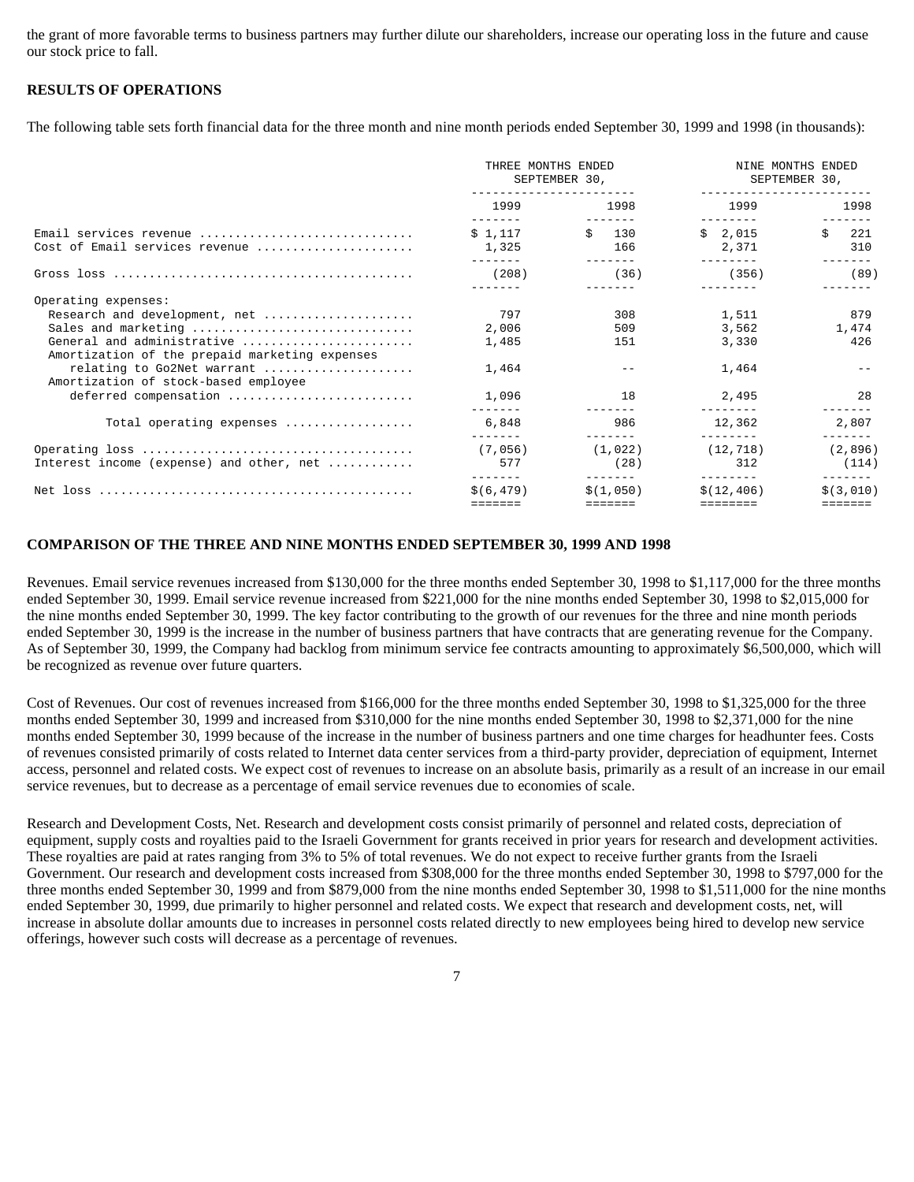the grant of more favorable terms to business partners may further dilute our shareholders, increase our operating loss in the future and cause our stock price to fall.

**RESULTS OF OPERATIONS**

The following table sets forth financial data for the three month and nine month periods ended September 30, 1999 and 1998 (in thousands):

| | THREE MONTHS ENDED SEPTEMBER 30, | | NINE MONTHS ENDED SEPTEMBER 30, | |
|---|---|---|---|---|
| | 1999 | 1998 | 1999 | 1998 |
| Email services revenue | $ 1,117 | $ 130 | $ 2,015 | $ 221 |
| Cost of Email services revenue | 1,325 | 166 | 2,371 | 310 |
| Gross loss | (208) | (36) | (356) | (89) |
| Operating expenses: | | | | |
| Research and development, net | 797 | 308 | 1,511 | 879 |
| Sales and marketing | 2,006 | 509 | 3,562 | 1,474 |
| General and administrative | 1,485 | 151 | 3,330 | 426 |
| Amortization of the prepaid marketing expenses relating to Go2Net warrant | 1,464 | -- | 1,464 | -- |
| Amortization of stock-based employee deferred compensation | 1,096 | 18 | 2,495 | 28 |
| Total operating expenses | 6,848 | 986 | 12,362 | 2,807 |
| Operating loss | (7,056) | (1,022) | (12,718) | (2,896) |
| Interest income (expense) and other, net | 577 | (28) | 312 | (114) |
| Net loss | $(6,479) | $(1,050) | $(12,406) | $(3,010) |

**COMPARISON OF THE THREE AND NINE MONTHS ENDED SEPTEMBER 30, 1999 AND 1998**

Revenues. Email service revenues increased from $130,000 for the three months ended September 30, 1998 to $1,117,000 for the three months ended September 30, 1999. Email service revenue increased from $221,000 for the nine months ended September 30, 1998 to $2,015,000 for the nine months ended September 30, 1999. The key factor contributing to the growth of our revenues for the three and nine month periods ended September 30, 1999 is the increase in the number of business partners that have contracts that are generating revenue for the Company. As of September 30, 1999, the Company had backlog from minimum service fee contracts amounting to approximately $6,500,000, which will be recognized as revenue over future quarters.

Cost of Revenues. Our cost of revenues increased from $166,000 for the three months ended September 30, 1998 to $1,325,000 for the three months ended September 30, 1999 and increased from $310,000 for the nine months ended September 30, 1998 to $2,371,000 for the nine months ended September 30, 1999 because of the increase in the number of business partners and one time charges for headhunter fees. Costs of revenues consisted primarily of costs related to Internet data center services from a third-party provider, depreciation of equipment, Internet access, personnel and related costs. We expect cost of revenues to increase on an absolute basis, primarily as a result of an increase in our email service revenues, but to decrease as a percentage of email service revenues due to economies of scale.

Research and Development Costs, Net. Research and development costs consist primarily of personnel and related costs, depreciation of equipment, supply costs and royalties paid to the Israeli Government for grants received in prior years for research and development activities. These royalties are paid at rates ranging from 3% to 5% of total revenues. We do not expect to receive further grants from the Israeli Government. Our research and development costs increased from $308,000 for the three months ended September 30, 1998 to $797,000 for the three months ended September 30, 1999 and from $879,000 from the nine months ended September 30, 1998 to $1,511,000 for the nine months ended September 30, 1999, due primarily to higher personnel and related costs. We expect that research and development costs, net, will increase in absolute dollar amounts due to increases in personnel costs related directly to new employees being hired to develop new service offerings, however such costs will decrease as a percentage of revenues.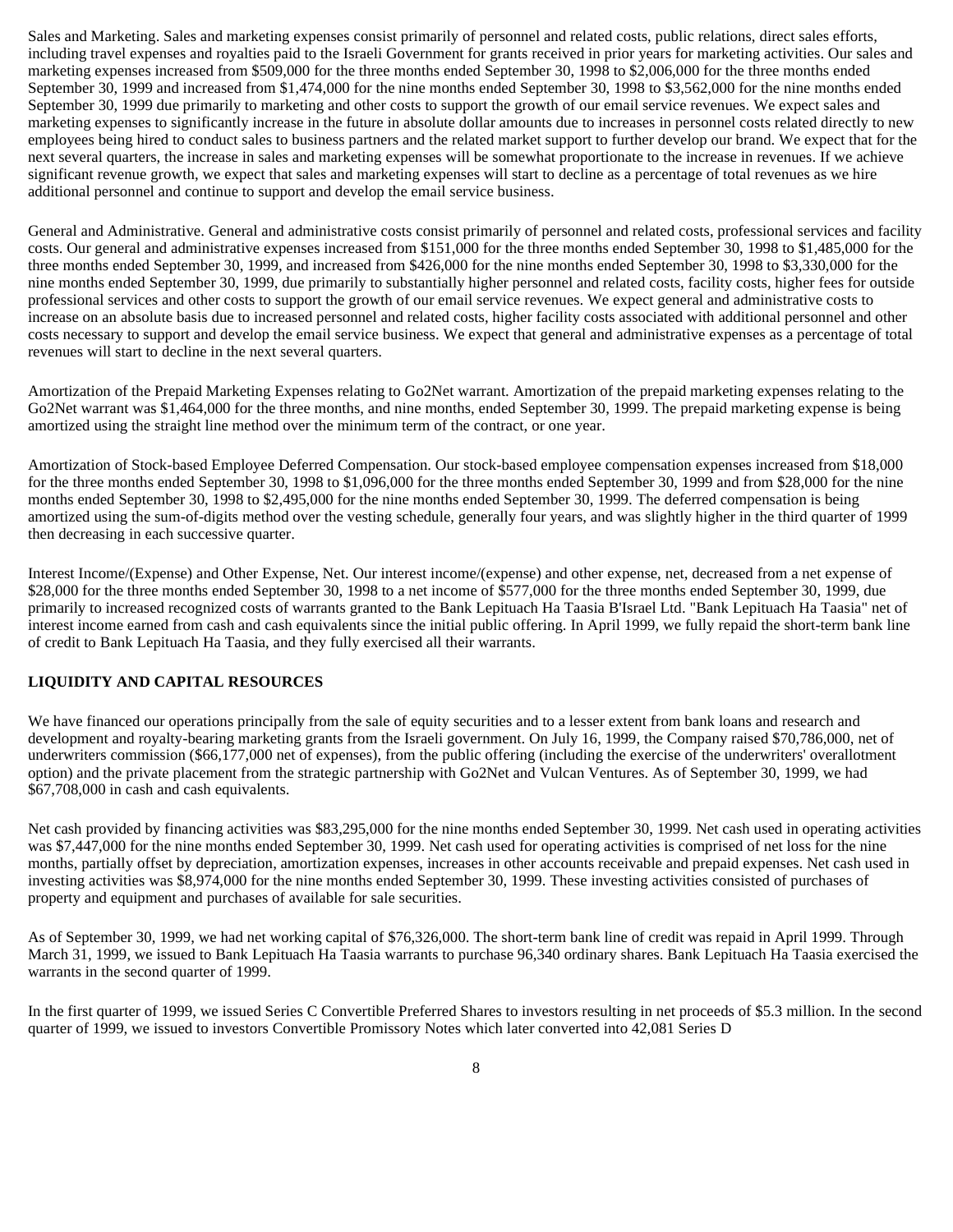Sales and Marketing. Sales and marketing expenses consist primarily of personnel and related costs, public relations, direct sales efforts, including travel expenses and royalties paid to the Israeli Government for grants received in prior years for marketing activities. Our sales and marketing expenses increased from $509,000 for the three months ended September 30, 1998 to $2,006,000 for the three months ended September 30, 1999 and increased from $1,474,000 for the nine months ended September 30, 1998 to $3,562,000 for the nine months ended September 30, 1999 due primarily to marketing and other costs to support the growth of our email service revenues. We expect sales and marketing expenses to significantly increase in the future in absolute dollar amounts due to increases in personnel costs related directly to new employees being hired to conduct sales to business partners and the related market support to further develop our brand. We expect that for the next several quarters, the increase in sales and marketing expenses will be somewhat proportionate to the increase in revenues. If we achieve significant revenue growth, we expect that sales and marketing expenses will start to decline as a percentage of total revenues as we hire additional personnel and continue to support and develop the email service business.

General and Administrative. General and administrative costs consist primarily of personnel and related costs, professional services and facility costs. Our general and administrative expenses increased from $151,000 for the three months ended September 30, 1998 to $1,485,000 for the three months ended September 30, 1999, and increased from $426,000 for the nine months ended September 30, 1998 to $3,330,000 for the nine months ended September 30, 1999, due primarily to substantially higher personnel and related costs, facility costs, higher fees for outside professional services and other costs to support the growth of our email service revenues. We expect general and administrative costs to increase on an absolute basis due to increased personnel and related costs, higher facility costs associated with additional personnel and other costs necessary to support and develop the email service business. We expect that general and administrative expenses as a percentage of total revenues will start to decline in the next several quarters.

Amortization of the Prepaid Marketing Expenses relating to Go2Net warrant. Amortization of the prepaid marketing expenses relating to the Go2Net warrant was $1,464,000 for the three months, and nine months, ended September 30, 1999. The prepaid marketing expense is being amortized using the straight line method over the minimum term of the contract, or one year.

Amortization of Stock-based Employee Deferred Compensation. Our stock-based employee compensation expenses increased from $18,000 for the three months ended September 30, 1998 to $1,096,000 for the three months ended September 30, 1999 and from $28,000 for the nine months ended September 30, 1998 to $2,495,000 for the nine months ended September 30, 1999. The deferred compensation is being amortized using the sum-of-digits method over the vesting schedule, generally four years, and was slightly higher in the third quarter of 1999 then decreasing in each successive quarter.

Interest Income/(Expense) and Other Expense, Net. Our interest income/(expense) and other expense, net, decreased from a net expense of $28,000 for the three months ended September 30, 1998 to a net income of $577,000 for the three months ended September 30, 1999, due primarily to increased recognized costs of warrants granted to the Bank Lepituach Ha Taasia B'Israel Ltd. "Bank Lepituach Ha Taasia" net of interest income earned from cash and cash equivalents since the initial public offering. In April 1999, we fully repaid the short-term bank line of credit to Bank Lepituach Ha Taasia, and they fully exercised all their warrants.

**LIQUIDITY AND CAPITAL RESOURCES**

We have financed our operations principally from the sale of equity securities and to a lesser extent from bank loans and research and development and royalty-bearing marketing grants from the Israeli government. On July 16, 1999, the Company raised $70,786,000, net of underwriters commission ($66,177,000 net of expenses), from the public offering (including the exercise of the underwriters' overallotment option) and the private placement from the strategic partnership with Go2Net and Vulcan Ventures. As of September 30, 1999, we had $67,708,000 in cash and cash equivalents.

Net cash provided by financing activities was $83,295,000 for the nine months ended September 30, 1999. Net cash used in operating activities was $7,447,000 for the nine months ended September 30, 1999. Net cash used for operating activities is comprised of net loss for the nine months, partially offset by depreciation, amortization expenses, increases in other accounts receivable and prepaid expenses. Net cash used in investing activities was $8,974,000 for the nine months ended September 30, 1999. These investing activities consisted of purchases of property and equipment and purchases of available for sale securities.

As of September 30, 1999, we had net working capital of $76,326,000. The short-term bank line of credit was repaid in April 1999. Through March 31, 1999, we issued to Bank Lepituach Ha Taasia warrants to purchase 96,340 ordinary shares. Bank Lepituach Ha Taasia exercised the warrants in the second quarter of 1999.

In the first quarter of 1999, we issued Series C Convertible Preferred Shares to investors resulting in net proceeds of $5.3 million. In the second quarter of 1999, we issued to investors Convertible Promissory Notes which later converted into 42,081 Series D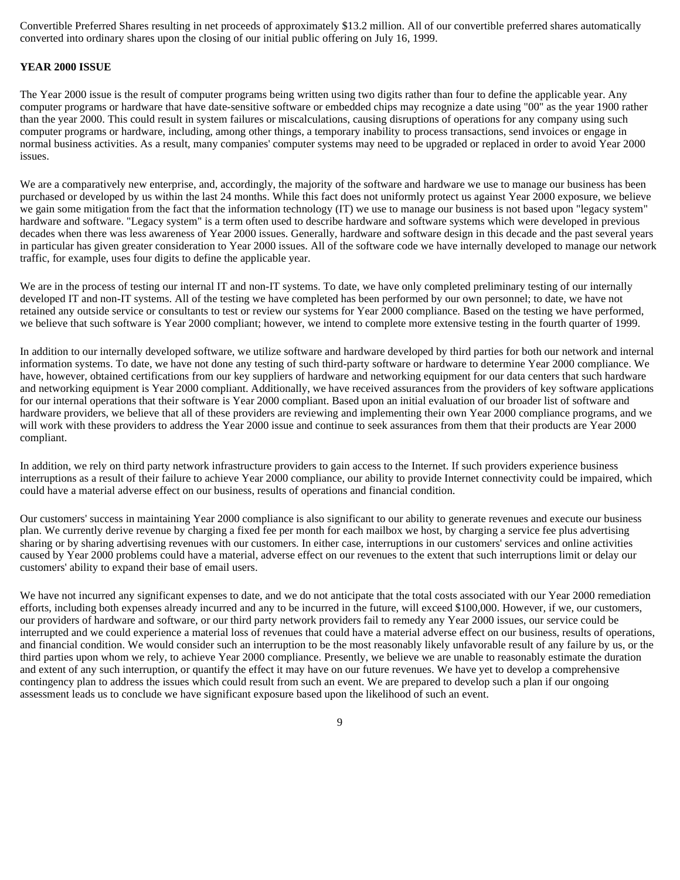Convertible Preferred Shares resulting in net proceeds of approximately $13.2 million. All of our convertible preferred shares automatically converted into ordinary shares upon the closing of our initial public offering on July 16, 1999.

**YEAR 2000 ISSUE**

The Year 2000 issue is the result of computer programs being written using two digits rather than four to define the applicable year. Any computer programs or hardware that have date-sensitive software or embedded chips may recognize a date using "00" as the year 1900 rather than the year 2000. This could result in system failures or miscalculations, causing disruptions of operations for any company using such computer programs or hardware, including, among other things, a temporary inability to process transactions, send invoices or engage in normal business activities. As a result, many companies' computer systems may need to be upgraded or replaced in order to avoid Year 2000 issues.

We are a comparatively new enterprise, and, accordingly, the majority of the software and hardware we use to manage our business has been purchased or developed by us within the last 24 months. While this fact does not uniformly protect us against Year 2000 exposure, we believe we gain some mitigation from the fact that the information technology (IT) we use to manage our business is not based upon "legacy system" hardware and software. "Legacy system" is a term often used to describe hardware and software systems which were developed in previous decades when there was less awareness of Year 2000 issues. Generally, hardware and software design in this decade and the past several years in particular has given greater consideration to Year 2000 issues. All of the software code we have internally developed to manage our network traffic, for example, uses four digits to define the applicable year.

We are in the process of testing our internal IT and non-IT systems. To date, we have only completed preliminary testing of our internally developed IT and non-IT systems. All of the testing we have completed has been performed by our own personnel; to date, we have not retained any outside service or consultants to test or review our systems for Year 2000 compliance. Based on the testing we have performed, we believe that such software is Year 2000 compliant; however, we intend to complete more extensive testing in the fourth quarter of 1999.

In addition to our internally developed software, we utilize software and hardware developed by third parties for both our network and internal information systems. To date, we have not done any testing of such third-party software or hardware to determine Year 2000 compliance. We have, however, obtained certifications from our key suppliers of hardware and networking equipment for our data centers that such hardware and networking equipment is Year 2000 compliant. Additionally, we have received assurances from the providers of key software applications for our internal operations that their software is Year 2000 compliant. Based upon an initial evaluation of our broader list of software and hardware providers, we believe that all of these providers are reviewing and implementing their own Year 2000 compliance programs, and we will work with these providers to address the Year 2000 issue and continue to seek assurances from them that their products are Year 2000 compliant.

In addition, we rely on third party network infrastructure providers to gain access to the Internet. If such providers experience business interruptions as a result of their failure to achieve Year 2000 compliance, our ability to provide Internet connectivity could be impaired, which could have a material adverse effect on our business, results of operations and financial condition.

Our customers' success in maintaining Year 2000 compliance is also significant to our ability to generate revenues and execute our business plan. We currently derive revenue by charging a fixed fee per month for each mailbox we host, by charging a service fee plus advertising sharing or by sharing advertising revenues with our customers. In either case, interruptions in our customers' services and online activities caused by Year 2000 problems could have a material, adverse effect on our revenues to the extent that such interruptions limit or delay our customers' ability to expand their base of email users.

We have not incurred any significant expenses to date, and we do not anticipate that the total costs associated with our Year 2000 remediation efforts, including both expenses already incurred and any to be incurred in the future, will exceed $100,000. However, if we, our customers, our providers of hardware and software, or our third party network providers fail to remedy any Year 2000 issues, our service could be interrupted and we could experience a material loss of revenues that could have a material adverse effect on our business, results of operations, and financial condition. We would consider such an interruption to be the most reasonably likely unfavorable result of any failure by us, or the third parties upon whom we rely, to achieve Year 2000 compliance. Presently, we believe we are unable to reasonably estimate the duration and extent of any such interruption, or quantify the effect it may have on our future revenues. We have yet to develop a comprehensive contingency plan to address the issues which could result from such an event. We are prepared to develop such a plan if our ongoing assessment leads us to conclude we have significant exposure based upon the likelihood of such an event.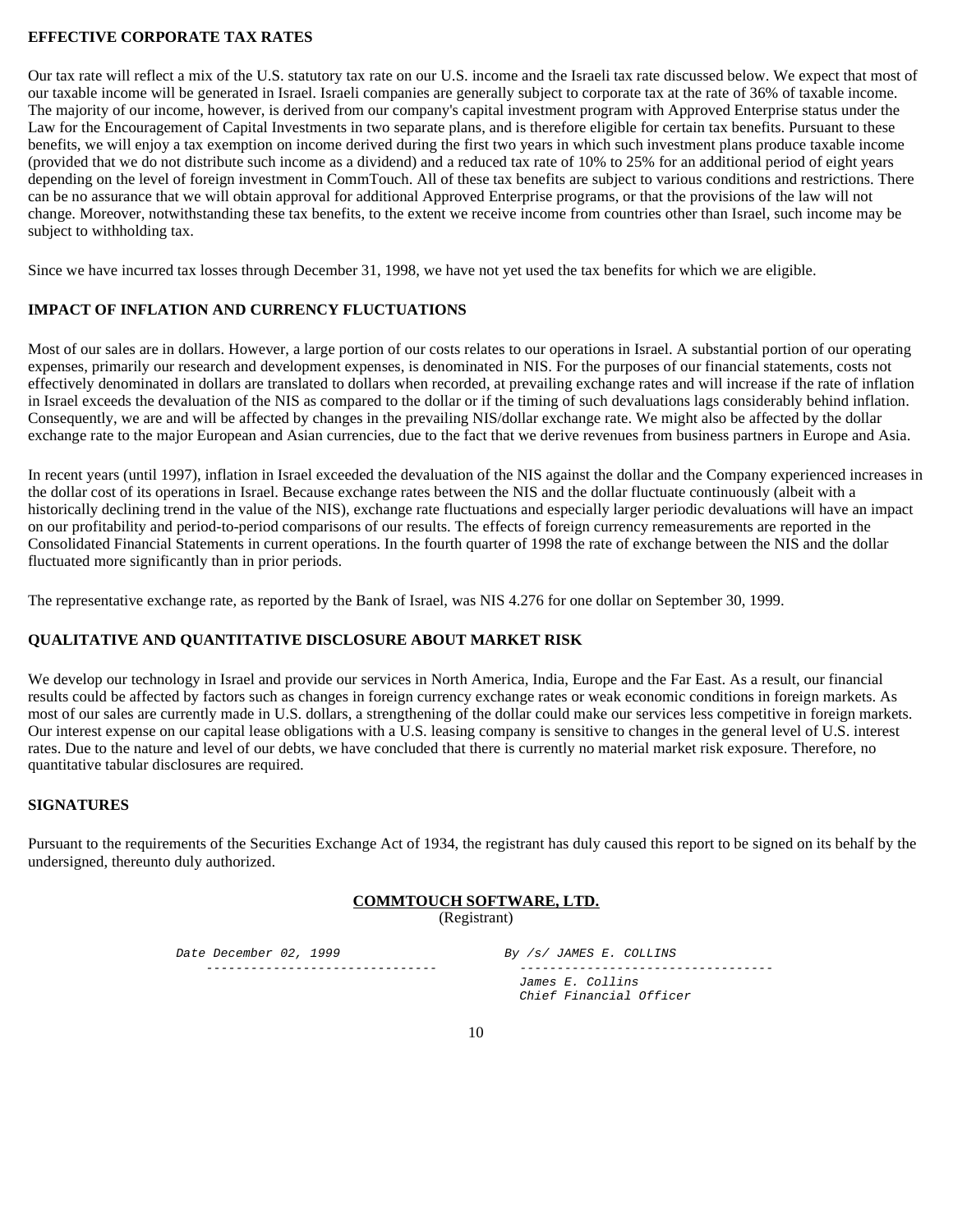**EFFECTIVE CORPORATE TAX RATES**

Our tax rate will reflect a mix of the U.S. statutory tax rate on our U.S. income and the Israeli tax rate discussed below. We expect that most of our taxable income will be generated in Israel. Israeli companies are generally subject to corporate tax at the rate of 36% of taxable income. The majority of our income, however, is derived from our company's capital investment program with Approved Enterprise status under the Law for the Encouragement of Capital Investments in two separate plans, and is therefore eligible for certain tax benefits. Pursuant to these benefits, we will enjoy a tax exemption on income derived during the first two years in which such investment plans produce taxable income (provided that we do not distribute such income as a dividend) and a reduced tax rate of 10% to 25% for an additional period of eight years depending on the level of foreign investment in CommTouch. All of these tax benefits are subject to various conditions and restrictions. There can be no assurance that we will obtain approval for additional Approved Enterprise programs, or that the provisions of the law will not change. Moreover, notwithstanding these tax benefits, to the extent we receive income from countries other than Israel, such income may be subject to withholding tax.

Since we have incurred tax losses through December 31, 1998, we have not yet used the tax benefits for which we are eligible.

**IMPACT OF INFLATION AND CURRENCY FLUCTUATIONS**

Most of our sales are in dollars. However, a large portion of our costs relates to our operations in Israel. A substantial portion of our operating expenses, primarily our research and development expenses, is denominated in NIS. For the purposes of our financial statements, costs not effectively denominated in dollars are translated to dollars when recorded, at prevailing exchange rates and will increase if the rate of inflation in Israel exceeds the devaluation of the NIS as compared to the dollar or if the timing of such devaluations lags considerably behind inflation. Consequently, we are and will be affected by changes in the prevailing NIS/dollar exchange rate. We might also be affected by the dollar exchange rate to the major European and Asian currencies, due to the fact that we derive revenues from business partners in Europe and Asia.

In recent years (until 1997), inflation in Israel exceeded the devaluation of the NIS against the dollar and the Company experienced increases in the dollar cost of its operations in Israel. Because exchange rates between the NIS and the dollar fluctuate continuously (albeit with a historically declining trend in the value of the NIS), exchange rate fluctuations and especially larger periodic devaluations will have an impact on our profitability and period-to-period comparisons of our results. The effects of foreign currency remeasurements are reported in the Consolidated Financial Statements in current operations. In the fourth quarter of 1998 the rate of exchange between the NIS and the dollar fluctuated more significantly than in prior periods.

The representative exchange rate, as reported by the Bank of Israel, was NIS 4.276 for one dollar on September 30, 1999.

**QUALITATIVE AND QUANTITATIVE DISCLOSURE ABOUT MARKET RISK**

We develop our technology in Israel and provide our services in North America, India, Europe and the Far East. As a result, our financial results could be affected by factors such as changes in foreign currency exchange rates or weak economic conditions in foreign markets. As most of our sales are currently made in U.S. dollars, a strengthening of the dollar could make our services less competitive in foreign markets. Our interest expense on our capital lease obligations with a U.S. leasing company is sensitive to changes in the general level of U.S. interest rates. Due to the nature and level of our debts, we have concluded that there is currently no material market risk exposure. Therefore, no quantitative tabular disclosures are required.

**SIGNATURES**

Pursuant to the requirements of the Securities Exchange Act of 1934, the registrant has duly caused this report to be signed on its behalf by the undersigned, thereunto duly authorized.

**COMMTOUCH SOFTWARE, LTD.**
(Registrant)

Date December 02, 1999

By /s/ JAMES E. COLLINS

James E. Collins
Chief Financial Officer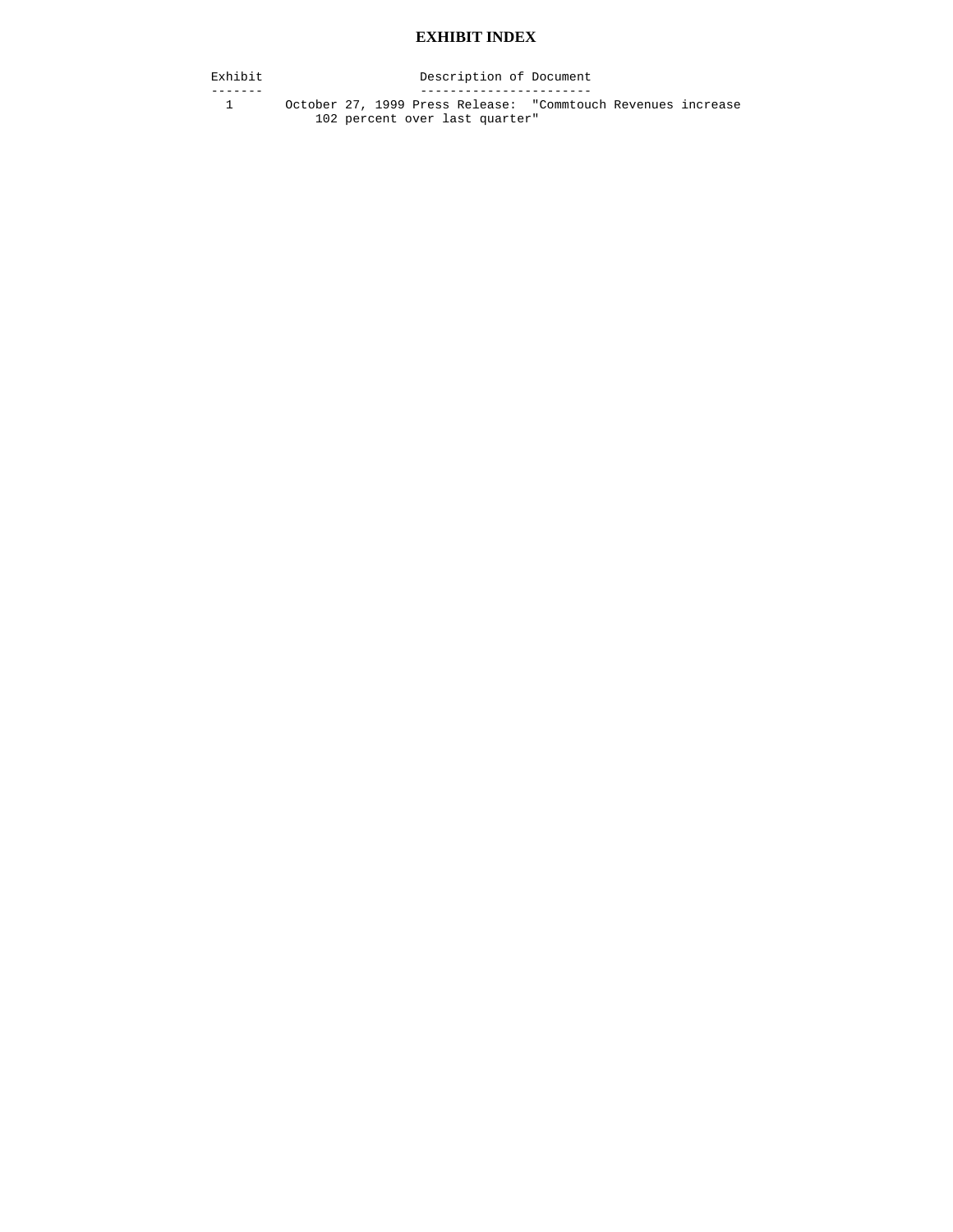# EXHIBIT INDEX

| Exhibit | Description of Document |
| --- | --- |
| 1 | October 27, 1999 Press Release: "Commtouch Revenues increase 102 percent over last quarter" |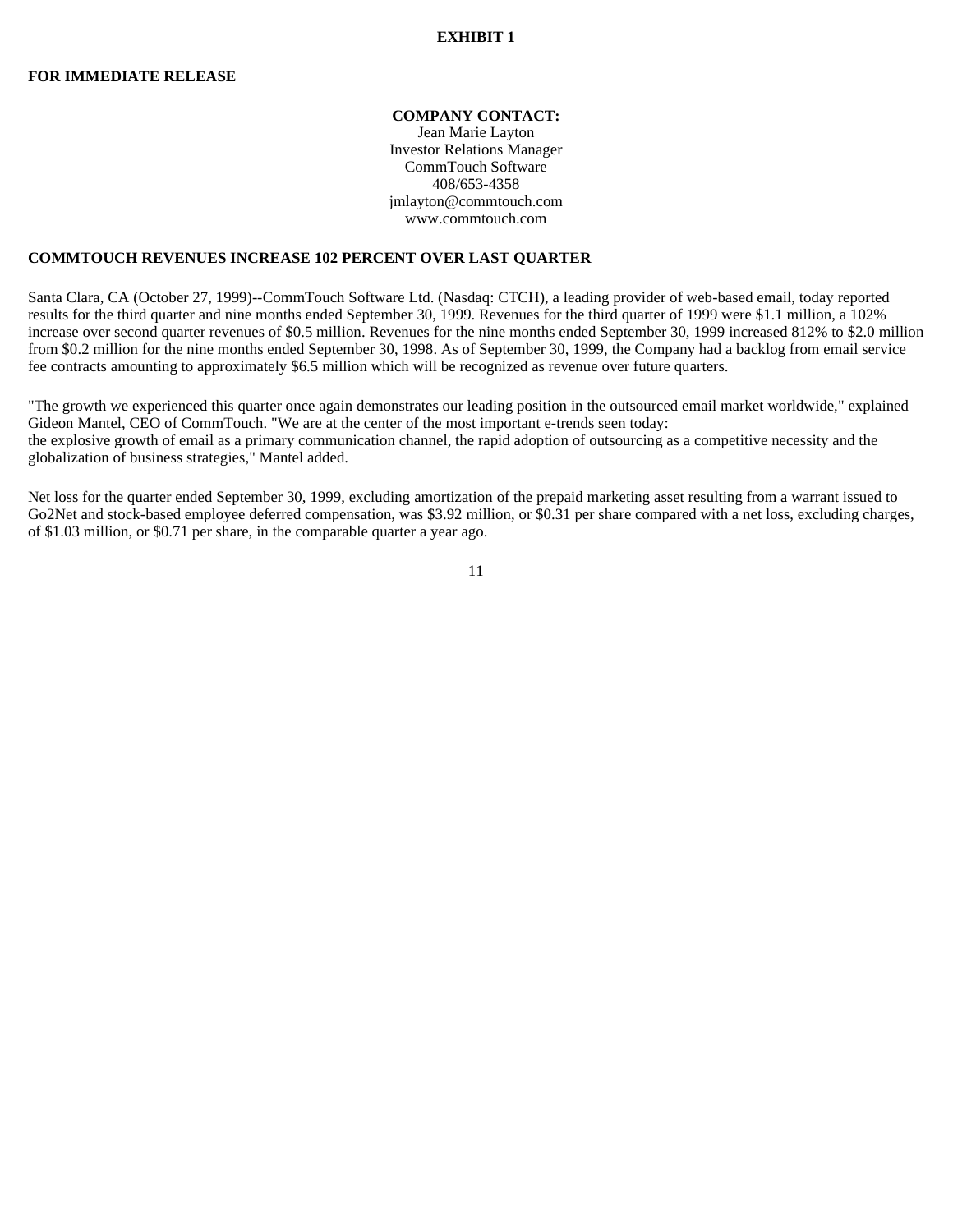**EXHIBIT 1**

**FOR IMMEDIATE RELEASE**

**COMPANY CONTACT:**
Jean Marie Layton
Investor Relations Manager
CommTouch Software
408/653-4358
jmlayton@commtouch.com
www.commtouch.com

**COMMTOUCH REVENUES INCREASE 102 PERCENT OVER LAST QUARTER**

Santa Clara, CA (October 27, 1999)--CommTouch Software Ltd. (Nasdaq: CTCH), a leading provider of web-based email, today reported results for the third quarter and nine months ended September 30, 1999. Revenues for the third quarter of 1999 were $1.1 million, a 102% increase over second quarter revenues of $0.5 million. Revenues for the nine months ended September 30, 1999 increased 812% to $2.0 million from $0.2 million for the nine months ended September 30, 1998. As of September 30, 1999, the Company had a backlog from email service fee contracts amounting to approximately $6.5 million which will be recognized as revenue over future quarters.

"The growth we experienced this quarter once again demonstrates our leading position in the outsourced email market worldwide," explained Gideon Mantel, CEO of CommTouch. "We are at the center of the most important e-trends seen today:
the explosive growth of email as a primary communication channel, the rapid adoption of outsourcing as a competitive necessity and the globalization of business strategies," Mantel added.

Net loss for the quarter ended September 30, 1999, excluding amortization of the prepaid marketing asset resulting from a warrant issued to Go2Net and stock-based employee deferred compensation, was $3.92 million, or $0.31 per share compared with a net loss, excluding charges, of $1.03 million, or $0.71 per share, in the comparable quarter a year ago.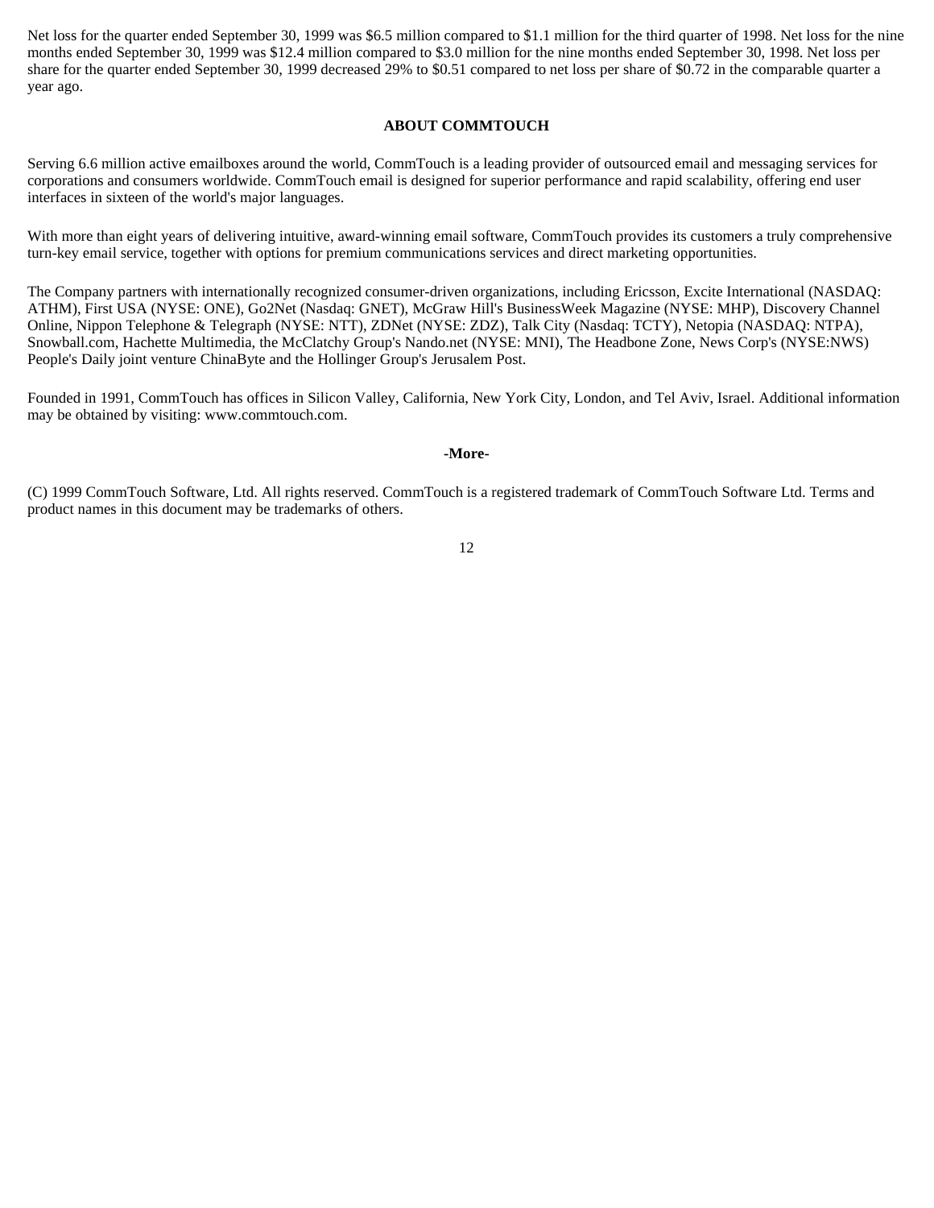Net loss for the quarter ended September 30, 1999 was $6.5 million compared to $1.1 million for the third quarter of 1998. Net loss for the nine months ended September 30, 1999 was $12.4 million compared to $3.0 million for the nine months ended September 30, 1998. Net loss per share for the quarter ended September 30, 1999 decreased 29% to $0.51 compared to net loss per share of $0.72 in the comparable quarter a year ago.

**ABOUT COMMTOUCH**

Serving 6.6 million active emailboxes around the world, CommTouch is a leading provider of outsourced email and messaging services for corporations and consumers worldwide. CommTouch email is designed for superior performance and rapid scalability, offering end user interfaces in sixteen of the world's major languages.

With more than eight years of delivering intuitive, award-winning email software, CommTouch provides its customers a truly comprehensive turn-key email service, together with options for premium communications services and direct marketing opportunities.

The Company partners with internationally recognized consumer-driven organizations, including Ericsson, Excite International (NASDAQ: ATHM), First USA (NYSE: ONE), Go2Net (Nasdaq: GNET), McGraw Hill's BusinessWeek Magazine (NYSE: MHP), Discovery Channel Online, Nippon Telephone & Telegraph (NYSE: NTT), ZDNet (NYSE: ZDZ), Talk City (Nasdaq: TCTY), Netopia (NASDAQ: NTPA), Snowball.com, Hachette Multimedia, the McClatchy Group's Nando.net (NYSE: MNI), The Headbone Zone, News Corp's (NYSE:NWS) People's Daily joint venture ChinaByte and the Hollinger Group's Jerusalem Post.

Founded in 1991, CommTouch has offices in Silicon Valley, California, New York City, London, and Tel Aviv, Israel. Additional information may be obtained by visiting: www.commtouch.com.

**-More-**

(C) 1999 CommTouch Software, Ltd. All rights reserved. CommTouch is a registered trademark of CommTouch Software Ltd. Terms and product names in this document may be trademarks of others.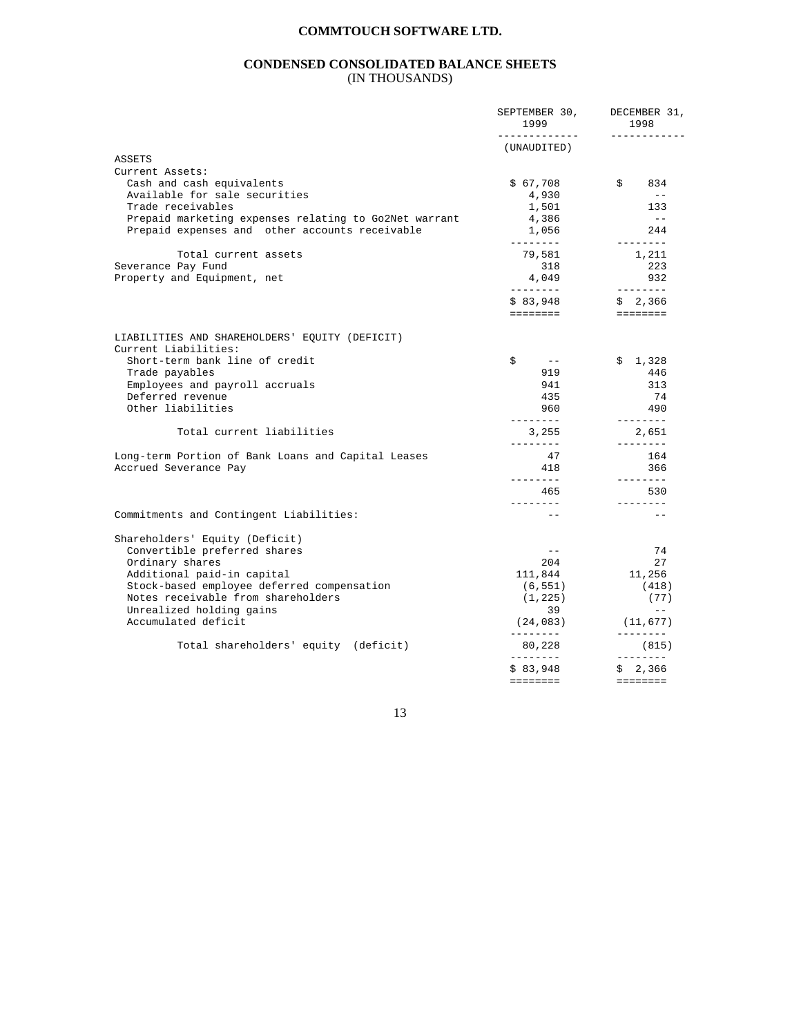# COMMTOUCH SOFTWARE LTD.

## CONDENSED CONSOLIDATED BALANCE SHEETS
(IN THOUSANDS)

| | SEPTEMBER 30, 1999 | DECEMBER 31, 1998 |
|---|---|---|
| | (UNAUDITED) | |
| ASSETS | | |
| Current Assets: | | |
| Cash and cash equivalents | $ 67,708 | $ 834 |
| Available for sale securities | 4,930 | -- |
| Trade receivables | 1,501 | 133 |
| Prepaid marketing expenses relating to Go2Net warrant | 4,386 | -- |
| Prepaid expenses and other accounts receivable | 1,056 | 244 |
| Total current assets | 79,581 | 1,211 |
| Severance Pay Fund | 318 | 223 |
| Property and Equipment, net | 4,049 | 932 |
| | $ 83,948 | $ 2,366 |
| LIABILITIES AND SHAREHOLDERS' EQUITY (DEFICIT) | | |
| Current Liabilities: | | |
| Short-term bank line of credit | $ -- | $ 1,328 |
| Trade payables | 919 | 446 |
| Employees and payroll accruals | 941 | 313 |
| Deferred revenue | 435 | 74 |
| Other liabilities | 960 | 490 |
| Total current liabilities | 3,255 | 2,651 |
| Long-term Portion of Bank Loans and Capital Leases | 47 | 164 |
| Accrued Severance Pay | 418 | 366 |
| | 465 | 530 |
| Commitments and Contingent Liabilities: | -- | -- |
| Shareholders' Equity (Deficit) | | |
| Convertible preferred shares | -- | 74 |
| Ordinary shares | 204 | 27 |
| Additional paid-in capital | 111,844 | 11,256 |
| Stock-based employee deferred compensation | (6,551) | (418) |
| Notes receivable from shareholders | (1,225) | (77) |
| Unrealized holding gains | 39 | -- |
| Accumulated deficit | (24,083) | (11,677) |
| Total shareholders' equity (deficit) | 80,228 | (815) |
| | $ 83,948 | $ 2,366 |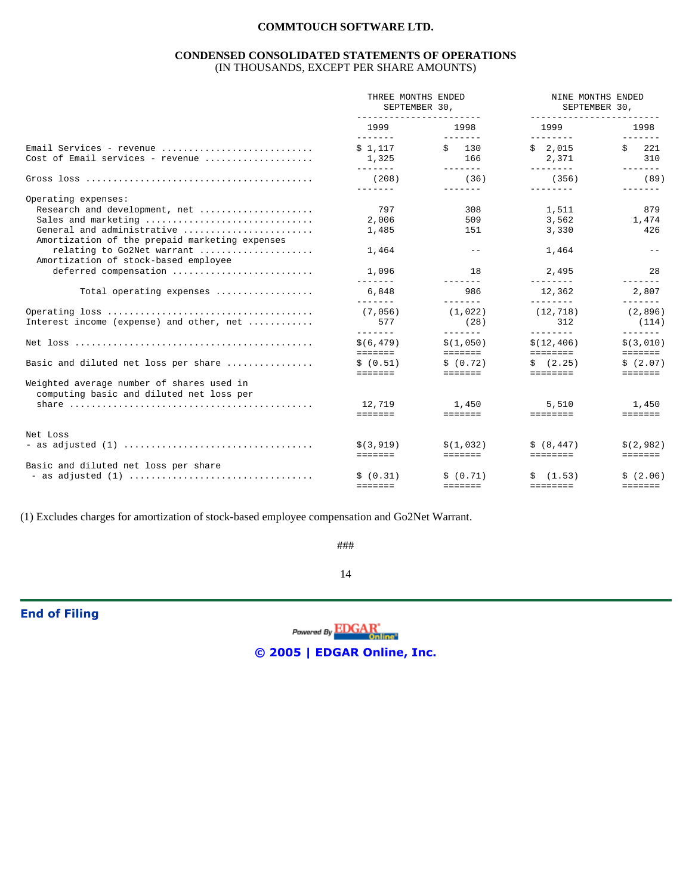**COMMTOUCH SOFTWARE LTD.**

**CONDENSED CONSOLIDATED STATEMENTS OF OPERATIONS**
(IN THOUSANDS, EXCEPT PER SHARE AMOUNTS)

| | THREE MONTHS ENDED SEPTEMBER 30, | | NINE MONTHS ENDED SEPTEMBER 30, | |
|---|---|---|---|---|
| | 1999 | 1998 | 1999 | 1998 |
| Email Services - revenue | $ 1,117 | $ 130 | $ 2,015 | $ 221 |
| Cost of Email services - revenue | 1,325 | 166 | 2,371 | 310 |
| Gross loss | (208) | (36) | (356) | (89) |
| Operating expenses: | | | | |
| Research and development, net | 797 | 308 | 1,511 | 879 |
| Sales and marketing | 2,006 | 509 | 3,562 | 1,474 |
| General and administrative | 1,485 | 151 | 3,330 | 426 |
| Amortization of the prepaid marketing expenses relating to Go2Net warrant | 1,464 | -- | 1,464 | -- |
| Amortization of stock-based employee deferred compensation | 1,096 | 18 | 2,495 | 28 |
| Total operating expenses | 6,848 | 986 | 12,362 | 2,807 |
| Operating loss | (7,056) | (1,022) | (12,718) | (2,896) |
| Interest income (expense) and other, net | 577 | (28) | 312 | (114) |
| Net loss | $(6,479) | $(1,050) | $(12,406) | $(3,010) |
| Basic and diluted net loss per share | $ (0.51) | $ (0.72) | $ (2.25) | $ (2.07) |
| Weighted average number of shares used in computing basic and diluted net loss per share | 12,719 | 1,450 | 5,510 | 1,450 |
| Net Loss - as adjusted (1) | $(3,919) | $(1,032) | $ (8,447) | $(2,982) |
| Basic and diluted net loss per share - as adjusted (1) | $ (0.31) | $ (0.71) | $ (1.53) | $ (2.06) |

(1) Excludes charges for amortization of stock-based employee compensation and Go2Net Warrant.

###